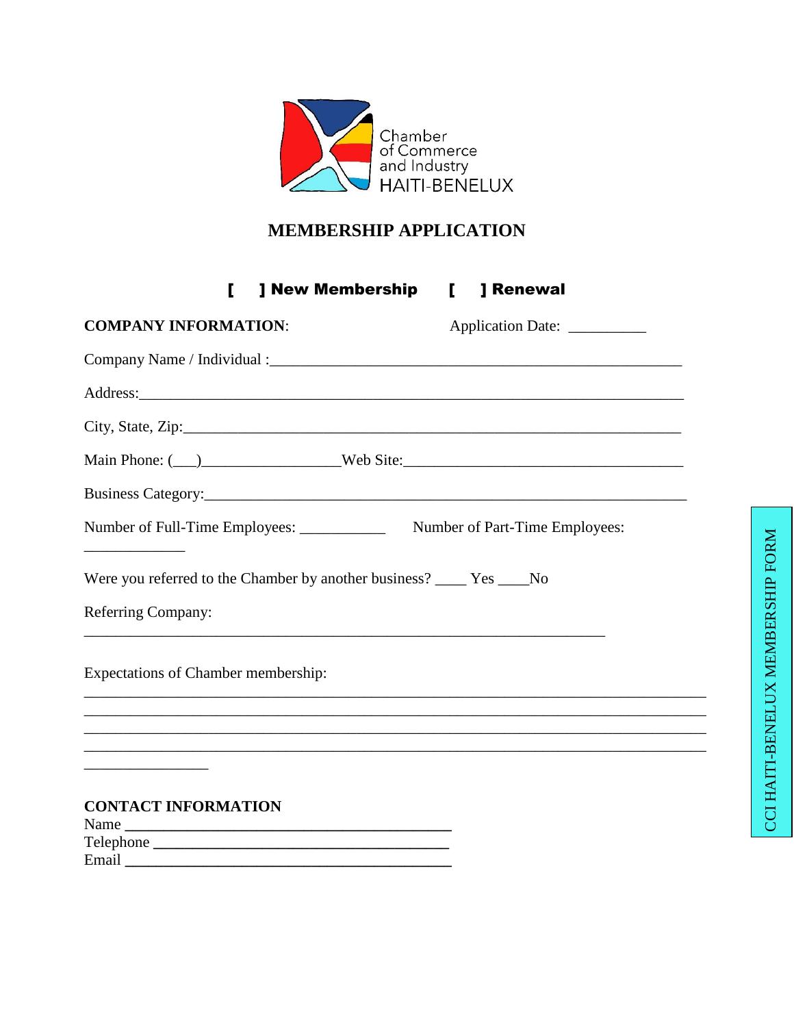Chamber of Commerce and Industry HAITI-BENELUX

# MEMBERSHIP APPLICATION

**[ ] New Membership [ ] Renewal**

**COMPANY INFORMATION**: Application Date: __________

Company Name / Individual :_______________________________________________________

Address:_________________________________________________________________

City, State, Zip:______________________________________________________________

Main Phone: (___)_________________Web Site:__________________________________

Business Category:_____________________________________________________________

Number of Full-Time Employees: ___________ Number of Part-Time Employees: _____________

Were you referred to the Chamber by another business? ____ Yes ____No

Referring Company: _____________________________________________________________________

Expectations of Chamber membership:

___________________________________________________________________________
___________________________________________________________________________
___________________________________________________________________________
___________________________________________________________________________
________________

**CONTACT INFORMATION**

Name ___________________________________________

Telephone _______________________________________

Email ___________________________________________

CCI HAITI-BENELUX MEMBERSHIP FORM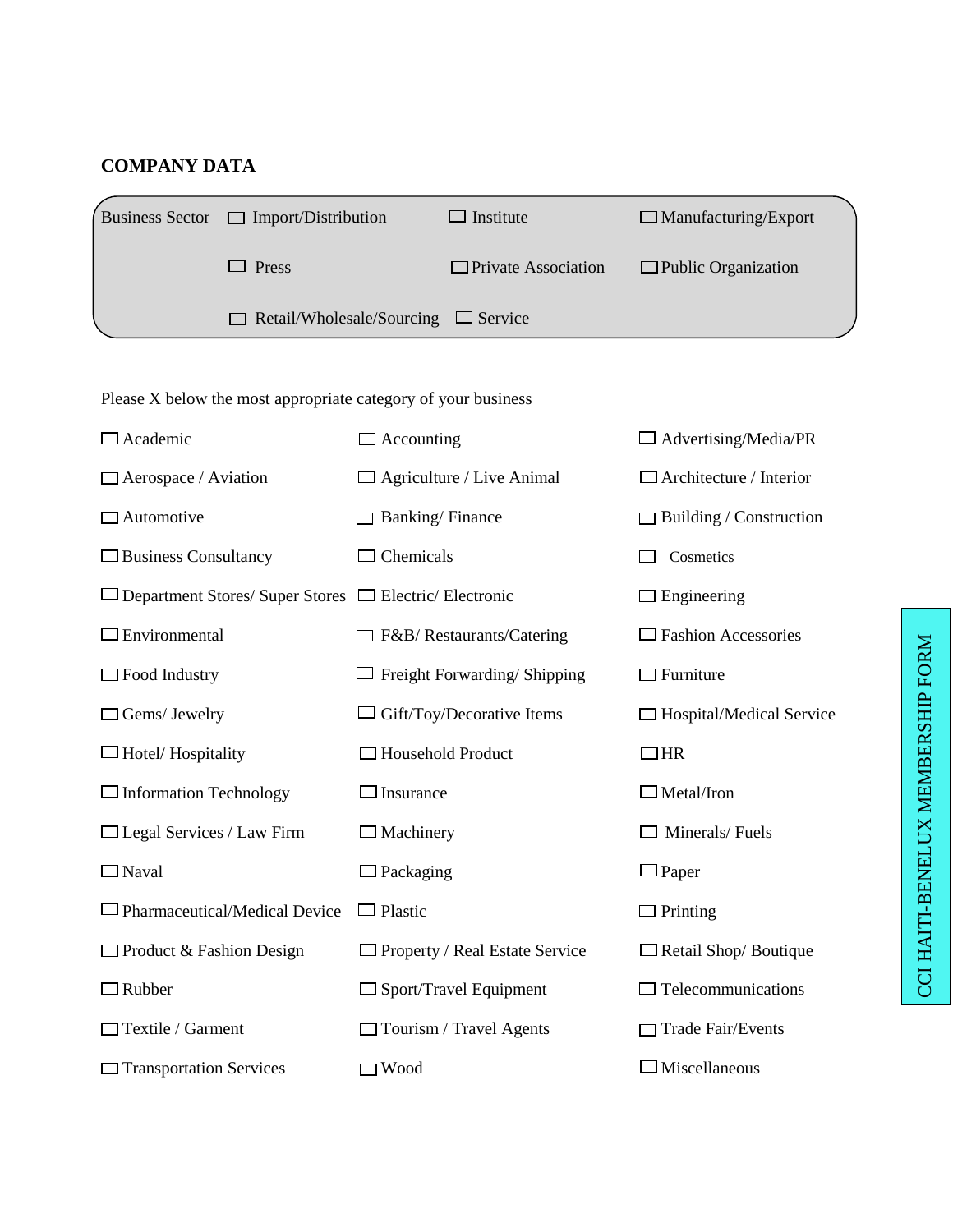## COMPANY DATA

**Business Sector**

- ☐ Import/Distribution
- ☐ Institute
- ☐ Manufacturing/Export
- ☐ Press
- ☐ Private Association
- ☐ Public Organization
- ☐ Retail/Wholesale/Sourcing
- ☐ Service

Please X below the most appropriate category of your business

| | | |
|---|---|---|
| ☐ Academic | ☐ Accounting | ☐ Advertising/Media/PR |
| ☐ Aerospace / Aviation | ☐ Agriculture / Live Animal | ☐ Architecture / Interior |
| ☐ Automotive | ☐ Banking/ Finance | ☐ Building / Construction |
| ☐ Business Consultancy | ☐ Chemicals | ☐ Cosmetics |
| ☐ Department Stores/ Super Stores | ☐ Electric/ Electronic | ☐ Engineering |
| ☐ Environmental | ☐ F&B/ Restaurants/Catering | ☐ Fashion Accessories |
| ☐ Food Industry | ☐ Freight Forwarding/ Shipping | ☐ Furniture |
| ☐ Gems/ Jewelry | ☐ Gift/Toy/Decorative Items | ☐ Hospital/Medical Service |
| ☐ Hotel/ Hospitality | ☐ Household Product | ☐ HR |
| ☐ Information Technology | ☐ Insurance | ☐ Metal/Iron |
| ☐ Legal Services / Law Firm | ☐ Machinery | ☐ Minerals/ Fuels |
| ☐ Naval | ☐ Packaging | ☐ Paper |
| ☐ Pharmaceutical/Medical Device | ☐ Plastic | ☐ Printing |
| ☐ Product & Fashion Design | ☐ Property / Real Estate Service | ☐ Retail Shop/ Boutique |
| ☐ Rubber | ☐ Sport/Travel Equipment | ☐ Telecommunications |
| ☐ Textile / Garment | ☐ Tourism / Travel Agents | ☐ Trade Fair/Events |
| ☐ Transportation Services | ☐ Wood | ☐ Miscellaneous |

CCI HAITI-BENELUX MEMBERSHIP FORM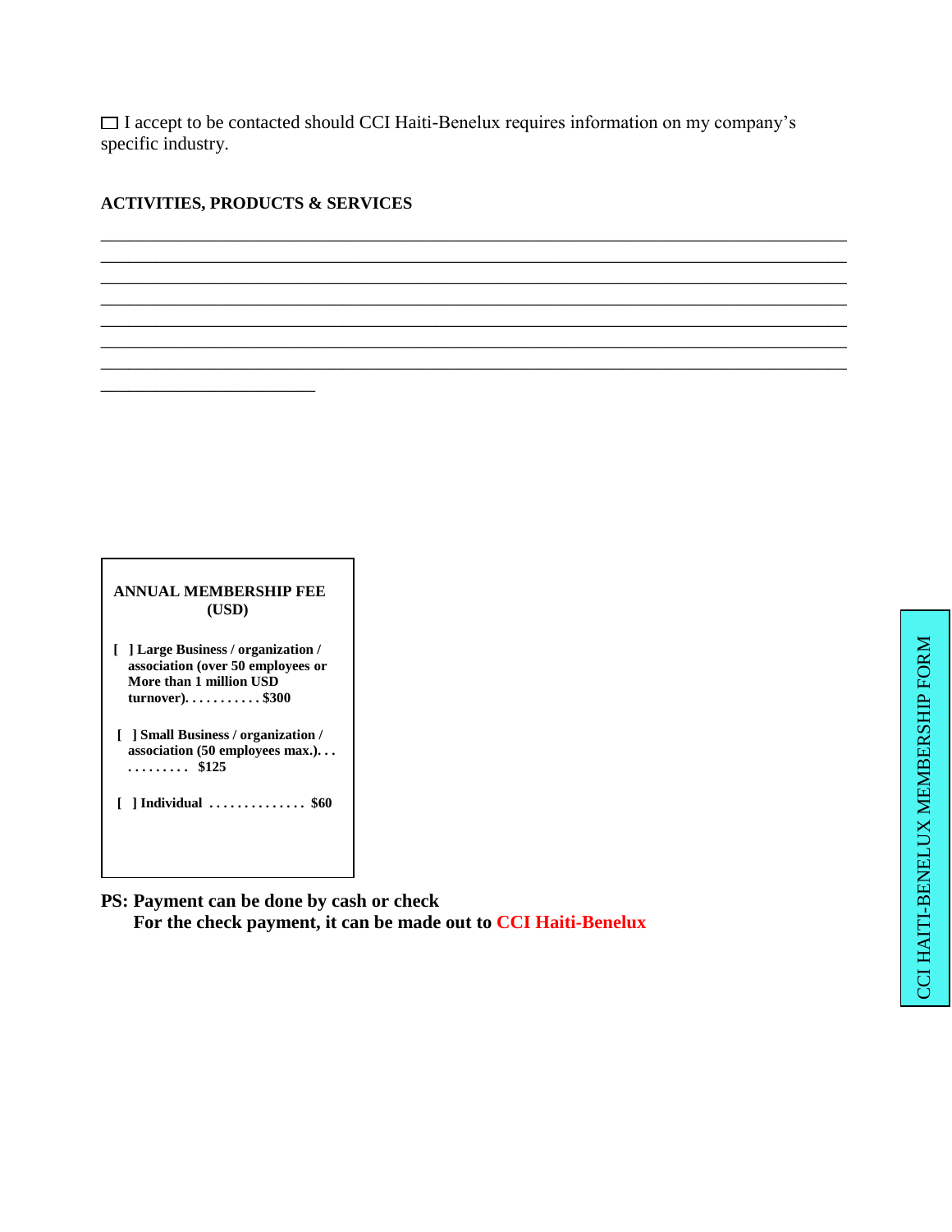☐ I accept to be contacted should CCI Haiti-Benelux requires information on my company's specific industry.

**ACTIVITIES, PRODUCTS & SERVICES**

________________________________________________________________________________
________________________________________________________________________________
________________________________________________________________________________
________________________________________________________________________________
________________________________________________________________________________
________________________________________________________________________________
________________________________________________________________________________
________________________

**ANNUAL MEMBERSHIP FEE (USD)**

**[ ] Large Business / organization / association (over 50 employees or More than 1 million USD turnover). . . . . . . . . . . $300**

**[ ] Small Business / organization / association (50 employees max.). . . . . . . . . . . . $125**

**[ ] Individual . . . . . . . . . . . . . . $60**

**PS: Payment can be done by cash or check**
**For the check payment, it can be made out to CCI Haiti-Benelux**

CCI HAITI-BENELUX MEMBERSHIP FORM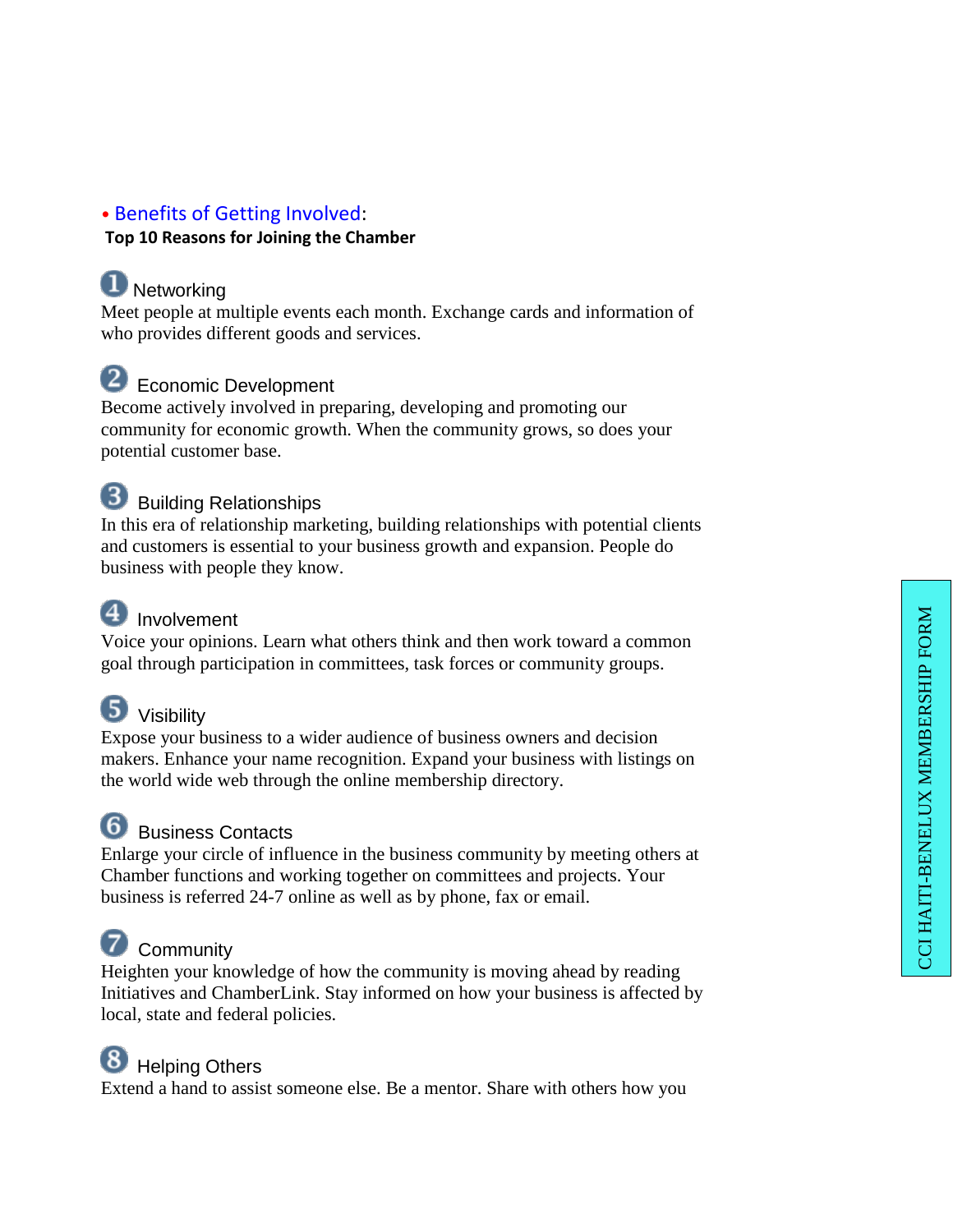• **Benefits of Getting Involved**:

**Top 10 Reasons for Joining the Chamber**

### 1 Networking

Meet people at multiple events each month. Exchange cards and information of who provides different goods and services.

### 2 Economic Development

Become actively involved in preparing, developing and promoting our community for economic growth. When the community grows, so does your potential customer base.

### 3 Building Relationships

In this era of relationship marketing, building relationships with potential clients and customers is essential to your business growth and expansion. People do business with people they know.

### 4 Involvement

Voice your opinions. Learn what others think and then work toward a common goal through participation in committees, task forces or community groups.

### 5 Visibility

Expose your business to a wider audience of business owners and decision makers. Enhance your name recognition. Expand your business with listings on the world wide web through the online membership directory.

### 6 Business Contacts

Enlarge your circle of influence in the business community by meeting others at Chamber functions and working together on committees and projects. Your business is referred 24-7 online as well as by phone, fax or email.

### 7 Community

Heighten your knowledge of how the community is moving ahead by reading Initiatives and ChamberLink. Stay informed on how your business is affected by local, state and federal policies.

### 8 Helping Others

Extend a hand to assist someone else. Be a mentor. Share with others how you

CCI HAITI-BENELUX MEMBERSHIP FORM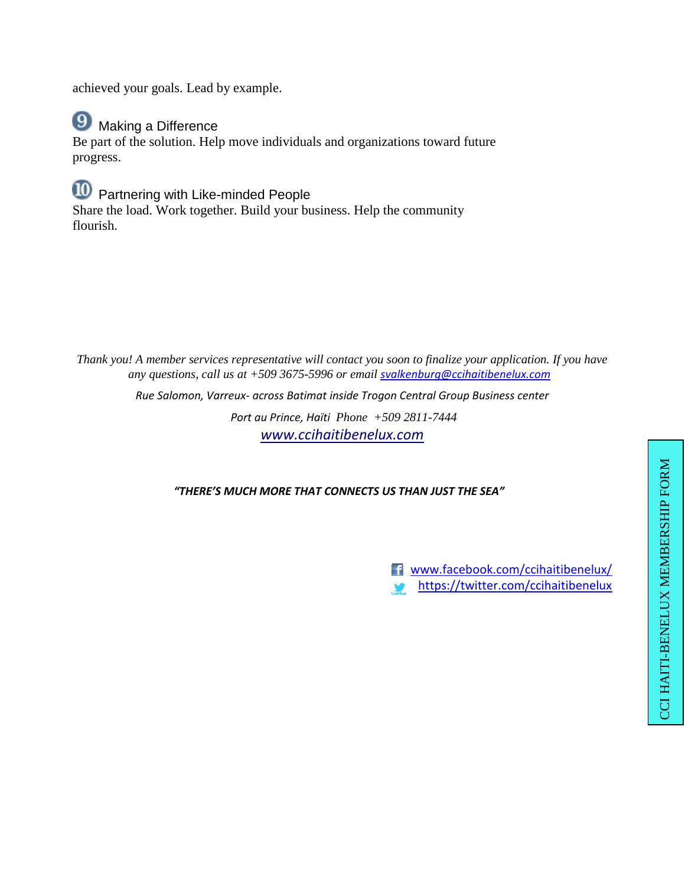achieved your goals. Lead by example.

9 Making a Difference

Be part of the solution. Help move individuals and organizations toward future progress.

10 Partnering with Like-minded People

Share the load. Work together. Build your business. Help the community flourish.

*Thank you! A member services representative will contact you soon to finalize your application. If you have any questions, call us at +509 3675-5996 or email [svalkenburg@ccihaitibenelux.com](mailto:svalkenburg@ccihaitibenelux.com)*

*Rue Salomon, Varreux- across Batimat inside Trogon Central Group Business center*

*Port au Prince, Haïti Phone +509 2811-7444*

[*www.ccihaitibenelux.com*](http://www.ccihaitibenelux.com)

***"THERE'S MUCH MORE THAT CONNECTS US THAN JUST THE SEA"***

[www.facebook.com/ccihaitibenelux/](http://www.facebook.com/ccihaitibenelux/)

[https://twitter.com/ccihaitibenelux](https://twitter.com/ccihaitibenelux)

CCI HAITI-BENELUX MEMBERSHIP FORM